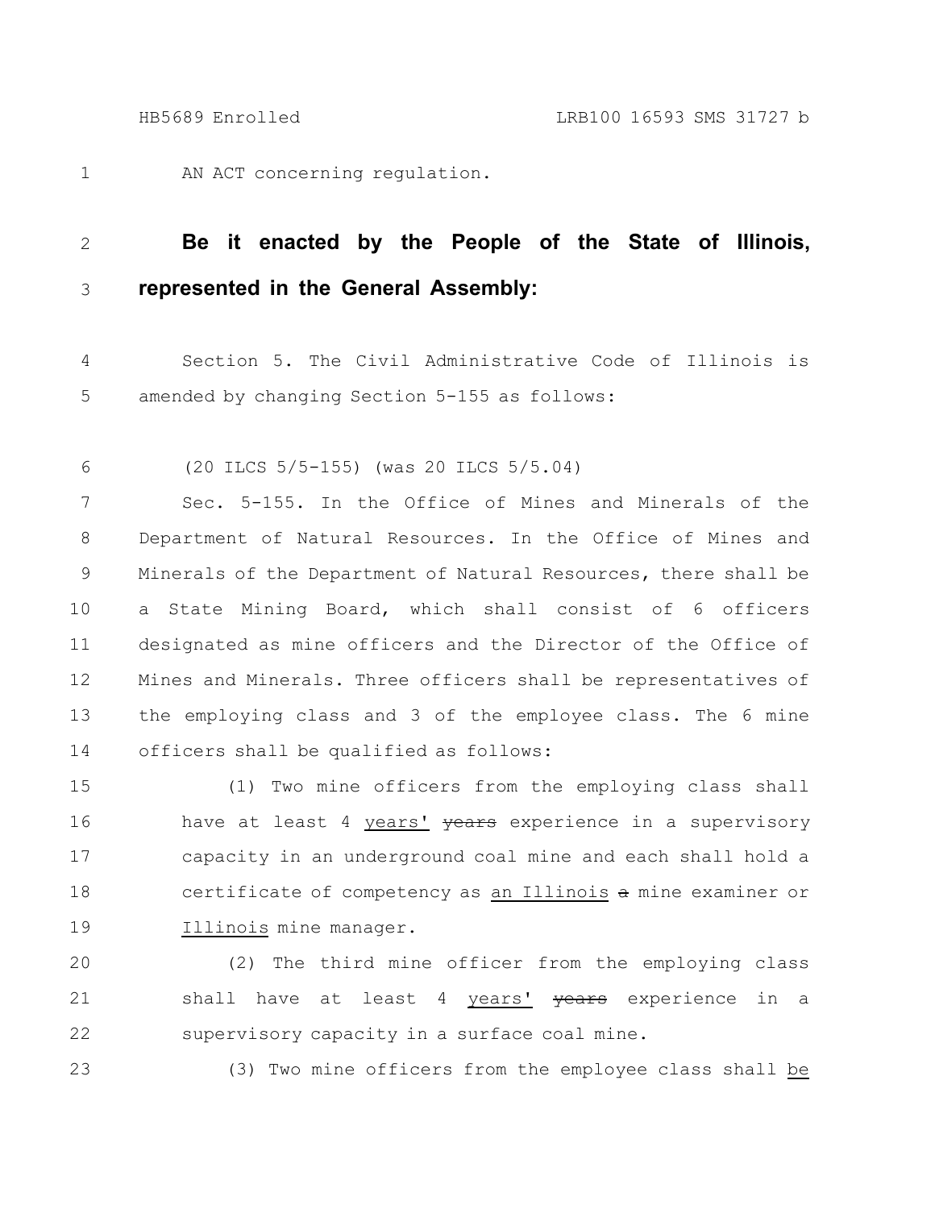AN ACT concerning regulation.

**Be it enacted by the People of the State of Illinois, represented in the General Assembly:**

Section 5. The Civil Administrative Code of Illinois is amended by changing Section 5-155 as follows:

(20 ILCS 5/5-155) (was 20 ILCS 5/5.04)

Sec. 5-155. In the Office of Mines and Minerals of the Department of Natural Resources. In the Office of Mines and Minerals of the Department of Natural Resources, there shall be a State Mining Board, which shall consist of 6 officers designated as mine officers and the Director of the Office of Mines and Minerals. Three officers shall be representatives of the employing class and 3 of the employee class. The 6 mine officers shall be qualified as follows:

(1) Two mine officers from the employing class shall have at least 4 years' ~~years~~ experience in a supervisory capacity in an underground coal mine and each shall hold a certificate of competency as an Illinois ~~a~~ mine examiner or Illinois mine manager.

(2) The third mine officer from the employing class shall have at least 4 years' ~~years~~ experience in a supervisory capacity in a surface coal mine.

(3) Two mine officers from the employee class shall be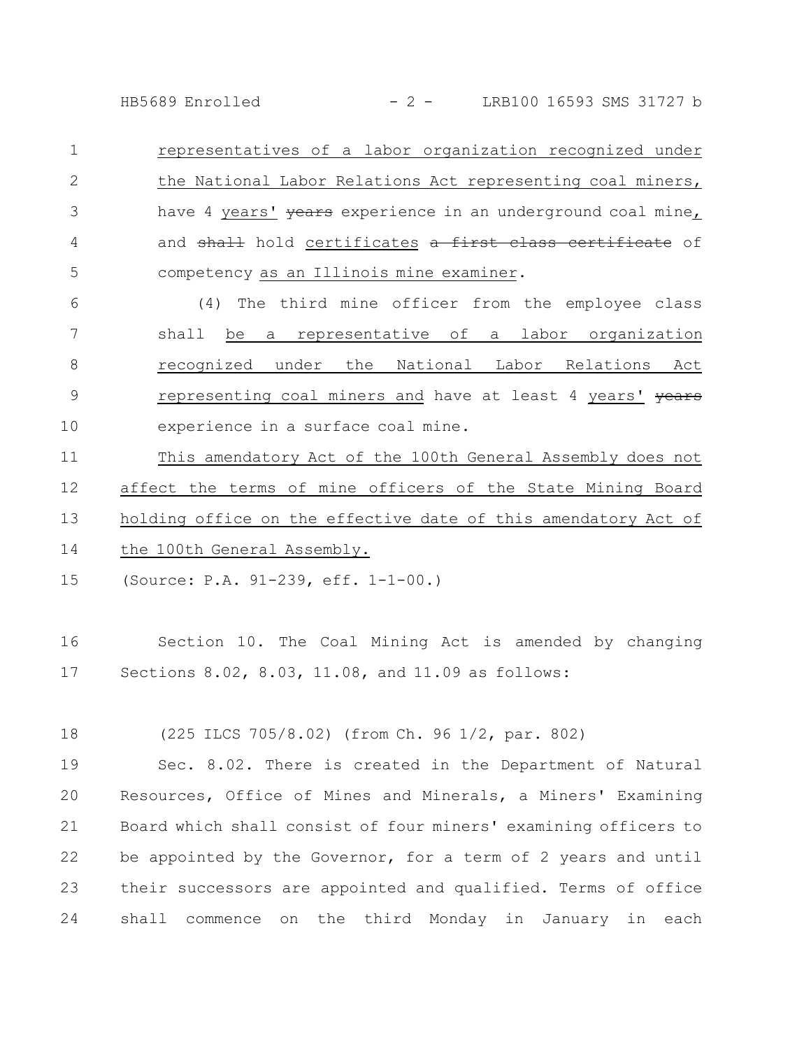representatives of a labor organization recognized under the National Labor Relations Act representing coal miners, have 4 years' ~~years~~ experience in an underground coal mine, and ~~shall~~ hold certificates ~~a first class certificate~~ of competency as an Illinois mine examiner.

(4) The third mine officer from the employee class shall be a representative of a labor organization recognized under the National Labor Relations Act representing coal miners and have at least 4 years' ~~years~~ experience in a surface coal mine.

This amendatory Act of the 100th General Assembly does not affect the terms of mine officers of the State Mining Board holding office on the effective date of this amendatory Act of the 100th General Assembly.

(Source: P.A. 91-239, eff. 1-1-00.)

Section 10. The Coal Mining Act is amended by changing Sections 8.02, 8.03, 11.08, and 11.09 as follows:

(225 ILCS 705/8.02) (from Ch. 96 1/2, par. 802)

Sec. 8.02. There is created in the Department of Natural Resources, Office of Mines and Minerals, a Miners' Examining Board which shall consist of four miners' examining officers to be appointed by the Governor, for a term of 2 years and until their successors are appointed and qualified. Terms of office shall commence on the third Monday in January in each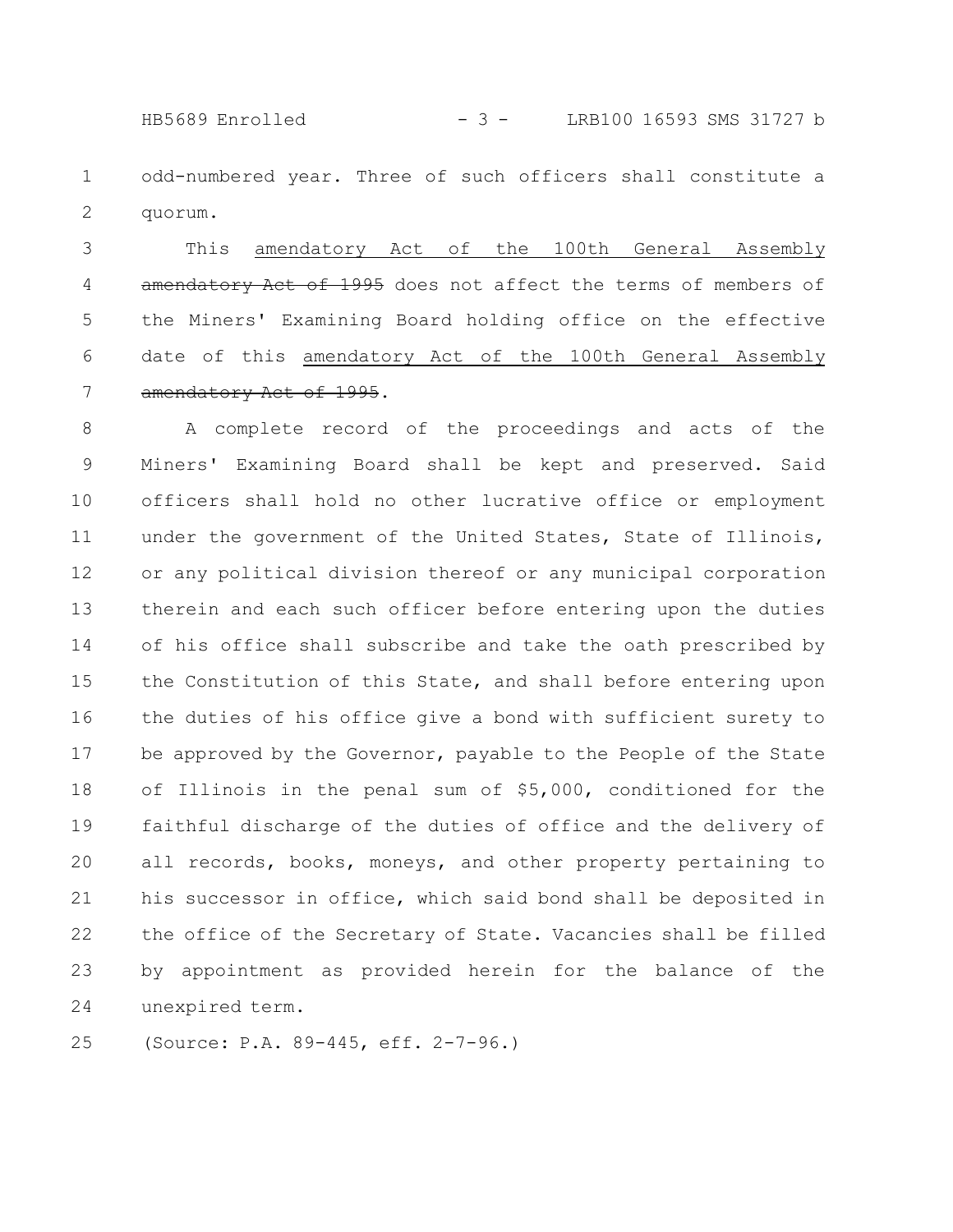odd-numbered year. Three of such officers shall constitute a quorum.

This <u>amendatory Act of the 100th General Assembly</u> ~~amendatory Act of 1995~~ does not affect the terms of members of the Miners' Examining Board holding office on the effective date of this <u>amendatory Act of the 100th General Assembly</u> ~~amendatory Act of 1995~~.

A complete record of the proceedings and acts of the Miners' Examining Board shall be kept and preserved. Said officers shall hold no other lucrative office or employment under the government of the United States, State of Illinois, or any political division thereof or any municipal corporation therein and each such officer before entering upon the duties of his office shall subscribe and take the oath prescribed by the Constitution of this State, and shall before entering upon the duties of his office give a bond with sufficient surety to be approved by the Governor, payable to the People of the State of Illinois in the penal sum of $5,000, conditioned for the faithful discharge of the duties of office and the delivery of all records, books, moneys, and other property pertaining to his successor in office, which said bond shall be deposited in the office of the Secretary of State. Vacancies shall be filled by appointment as provided herein for the balance of the unexpired term.

(Source: P.A. 89-445, eff. 2-7-96.)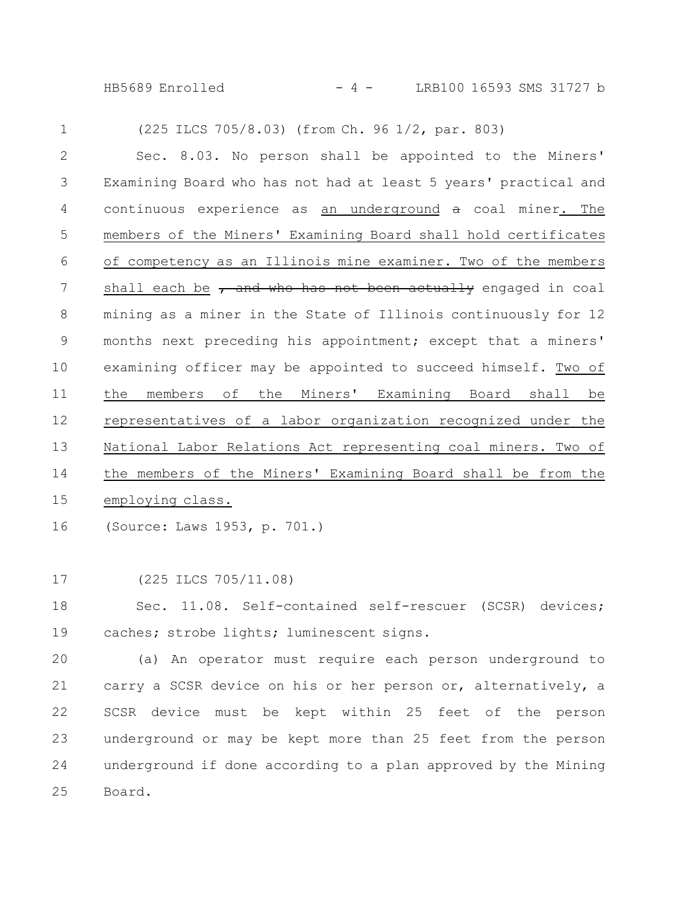(225 ILCS 705/8.03) (from Ch. 96 1/2, par. 803)

Sec. 8.03. No person shall be appointed to the Miners' Examining Board who has not had at least 5 years' practical and continuous experience as <u>an underground</u> ~~a~~ coal miner<u>. The members of the Miners' Examining Board shall hold certificates of competency as an Illinois mine examiner. Two of the members shall each be</u> ~~, and who has not been actually~~ engaged in coal mining as a miner in the State of Illinois continuously for 12 months next preceding his appointment; except that a miners' examining officer may be appointed to succeed himself. <u>Two of the members of the Miners' Examining Board shall be representatives of a labor organization recognized under the National Labor Relations Act representing coal miners. Two of the members of the Miners' Examining Board shall be from the employing class.</u>

(Source: Laws 1953, p. 701.)

(225 ILCS 705/11.08)

Sec. 11.08. Self-contained self-rescuer (SCSR) devices; caches; strobe lights; luminescent signs.

(a) An operator must require each person underground to carry a SCSR device on his or her person or, alternatively, a SCSR device must be kept within 25 feet of the person underground or may be kept more than 25 feet from the person underground if done according to a plan approved by the Mining Board.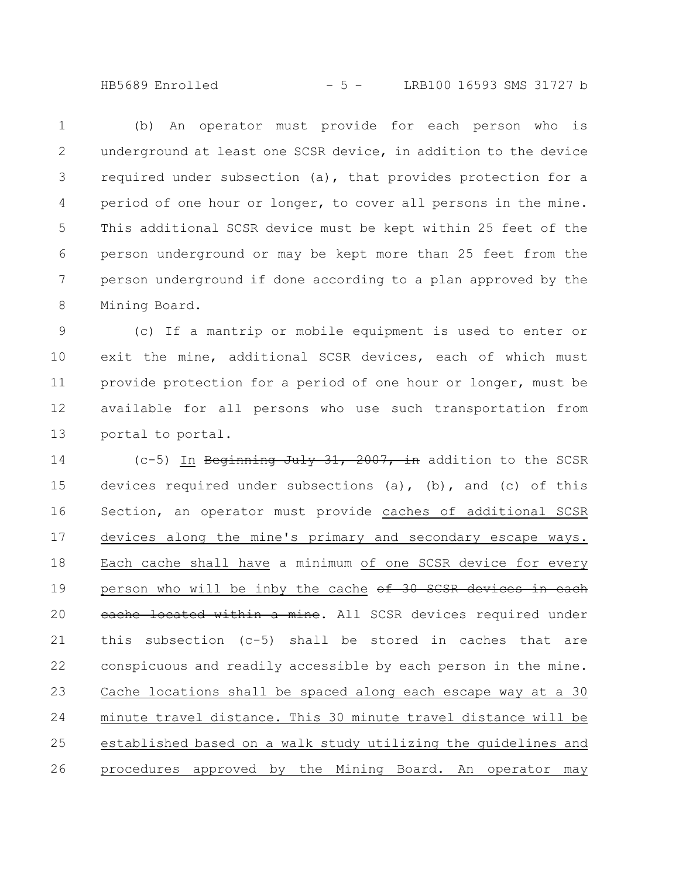(b) An operator must provide for each person who is underground at least one SCSR device, in addition to the device required under subsection (a), that provides protection for a period of one hour or longer, to cover all persons in the mine. This additional SCSR device must be kept within 25 feet of the person underground or may be kept more than 25 feet from the person underground if done according to a plan approved by the Mining Board.

(c) If a mantrip or mobile equipment is used to enter or exit the mine, additional SCSR devices, each of which must provide protection for a period of one hour or longer, must be available for all persons who use such transportation from portal to portal.

(c-5) In ~~Beginning July 31, 2007, in~~ addition to the SCSR devices required under subsections (a), (b), and (c) of this Section, an operator must provide caches of additional SCSR devices along the mine's primary and secondary escape ways. Each cache shall have a minimum of one SCSR device for every person who will be inby the cache ~~of 30 SCSR devices in each cache located within a mine~~. All SCSR devices required under this subsection (c-5) shall be stored in caches that are conspicuous and readily accessible by each person in the mine. Cache locations shall be spaced along each escape way at a 30 minute travel distance. This 30 minute travel distance will be established based on a walk study utilizing the guidelines and procedures approved by the Mining Board. An operator may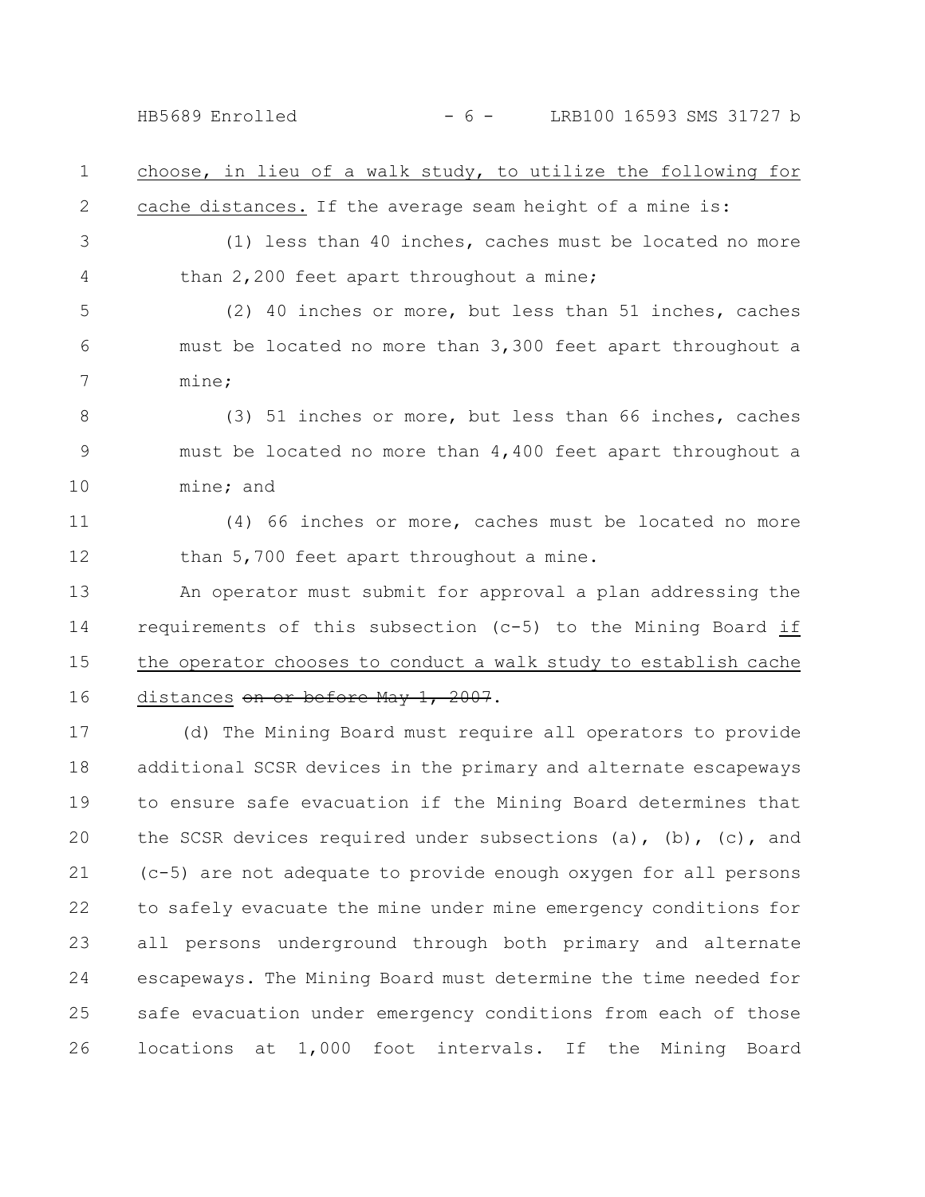choose, in lieu of a walk study, to utilize the following for cache distances. If the average seam height of a mine is:

(1) less than 40 inches, caches must be located no more than 2,200 feet apart throughout a mine;

(2) 40 inches or more, but less than 51 inches, caches must be located no more than 3,300 feet apart throughout a mine;

(3) 51 inches or more, but less than 66 inches, caches must be located no more than 4,400 feet apart throughout a mine; and

(4) 66 inches or more, caches must be located no more than 5,700 feet apart throughout a mine.

An operator must submit for approval a plan addressing the requirements of this subsection (c-5) to the Mining Board if the operator chooses to conduct a walk study to establish cache distances ~~on or before May 1, 2007~~.

(d) The Mining Board must require all operators to provide additional SCSR devices in the primary and alternate escapeways to ensure safe evacuation if the Mining Board determines that the SCSR devices required under subsections (a), (b), (c), and (c-5) are not adequate to provide enough oxygen for all persons to safely evacuate the mine under mine emergency conditions for all persons underground through both primary and alternate escapeways. The Mining Board must determine the time needed for safe evacuation under emergency conditions from each of those locations at 1,000 foot intervals. If the Mining Board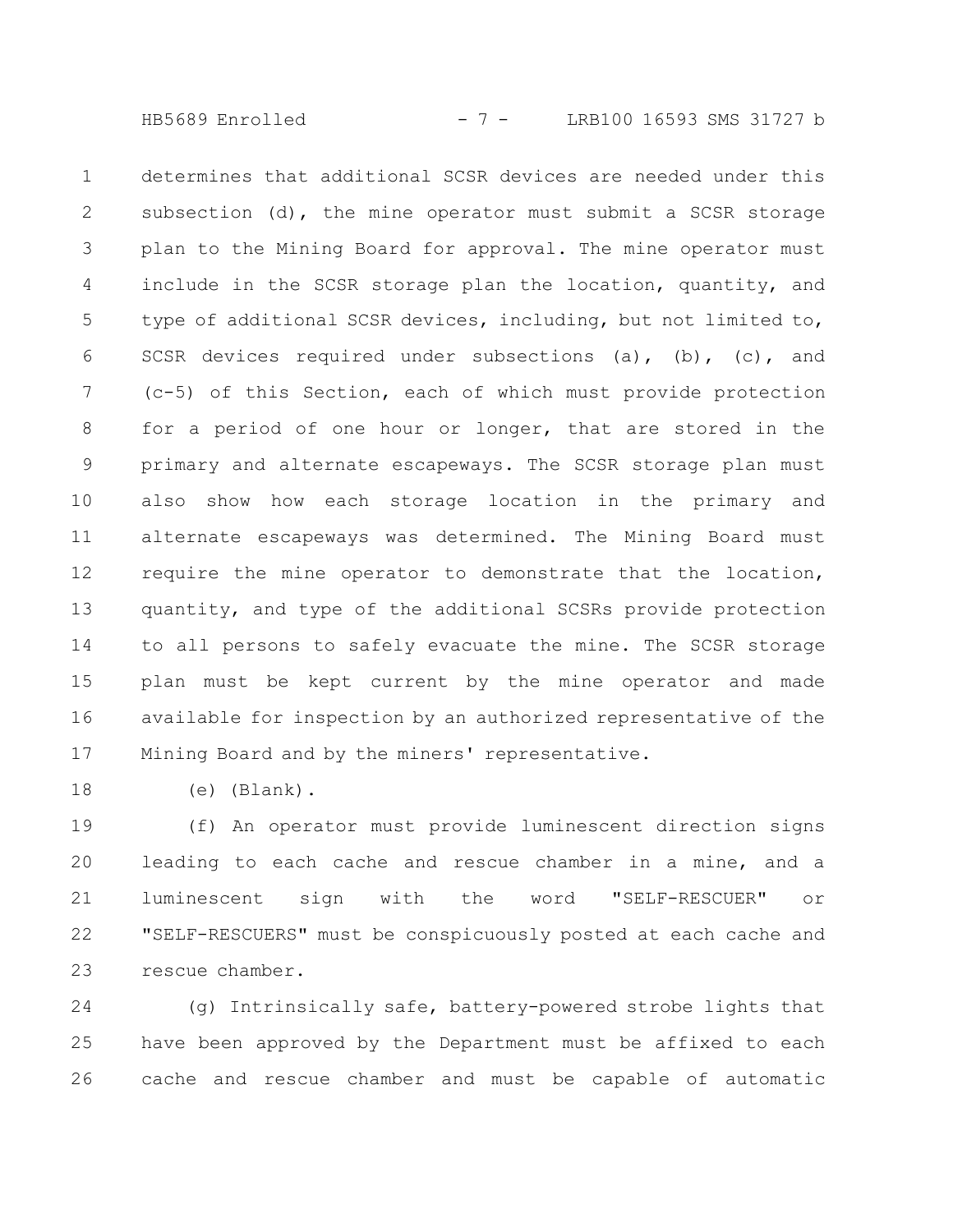determines that additional SCSR devices are needed under this subsection (d), the mine operator must submit a SCSR storage plan to the Mining Board for approval. The mine operator must include in the SCSR storage plan the location, quantity, and type of additional SCSR devices, including, but not limited to, SCSR devices required under subsections (a), (b), (c), and (c-5) of this Section, each of which must provide protection for a period of one hour or longer, that are stored in the primary and alternate escapeways. The SCSR storage plan must also show how each storage location in the primary and alternate escapeways was determined. The Mining Board must require the mine operator to demonstrate that the location, quantity, and type of the additional SCSRs provide protection to all persons to safely evacuate the mine. The SCSR storage plan must be kept current by the mine operator and made available for inspection by an authorized representative of the Mining Board and by the miners' representative.

(e) (Blank).

(f) An operator must provide luminescent direction signs leading to each cache and rescue chamber in a mine, and a luminescent sign with the word "SELF-RESCUER" or "SELF-RESCUERS" must be conspicuously posted at each cache and rescue chamber.

(g) Intrinsically safe, battery-powered strobe lights that have been approved by the Department must be affixed to each cache and rescue chamber and must be capable of automatic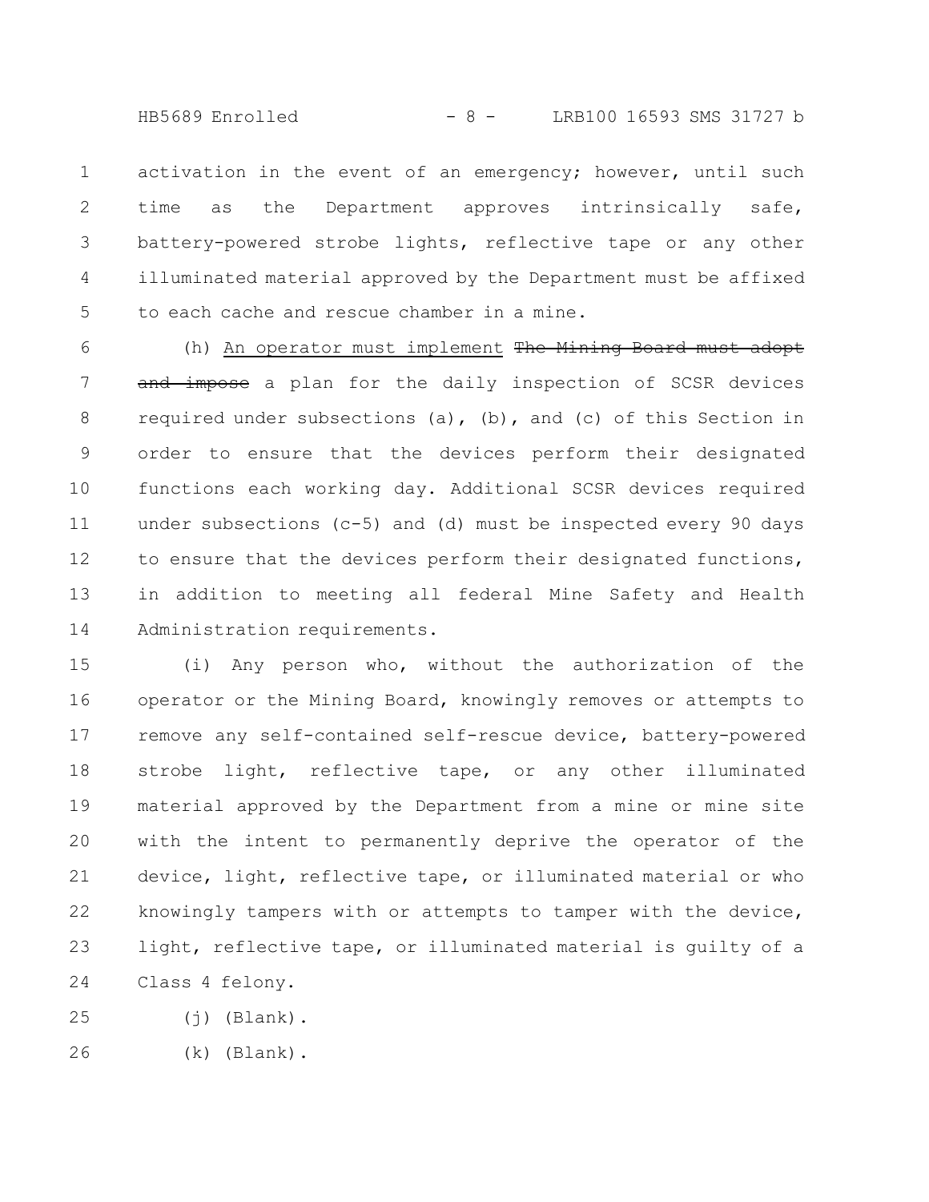activation in the event of an emergency; however, until such time as the Department approves intrinsically safe, battery-powered strobe lights, reflective tape or any other illuminated material approved by the Department must be affixed to each cache and rescue chamber in a mine.

(h) An operator must implement ~~The Mining Board must adopt and impose~~ a plan for the daily inspection of SCSR devices required under subsections (a), (b), and (c) of this Section in order to ensure that the devices perform their designated functions each working day. Additional SCSR devices required under subsections (c-5) and (d) must be inspected every 90 days to ensure that the devices perform their designated functions, in addition to meeting all federal Mine Safety and Health Administration requirements.

(i) Any person who, without the authorization of the operator or the Mining Board, knowingly removes or attempts to remove any self-contained self-rescue device, battery-powered strobe light, reflective tape, or any other illuminated material approved by the Department from a mine or mine site with the intent to permanently deprive the operator of the device, light, reflective tape, or illuminated material or who knowingly tampers with or attempts to tamper with the device, light, reflective tape, or illuminated material is guilty of a Class 4 felony.

(j) (Blank).

(k) (Blank).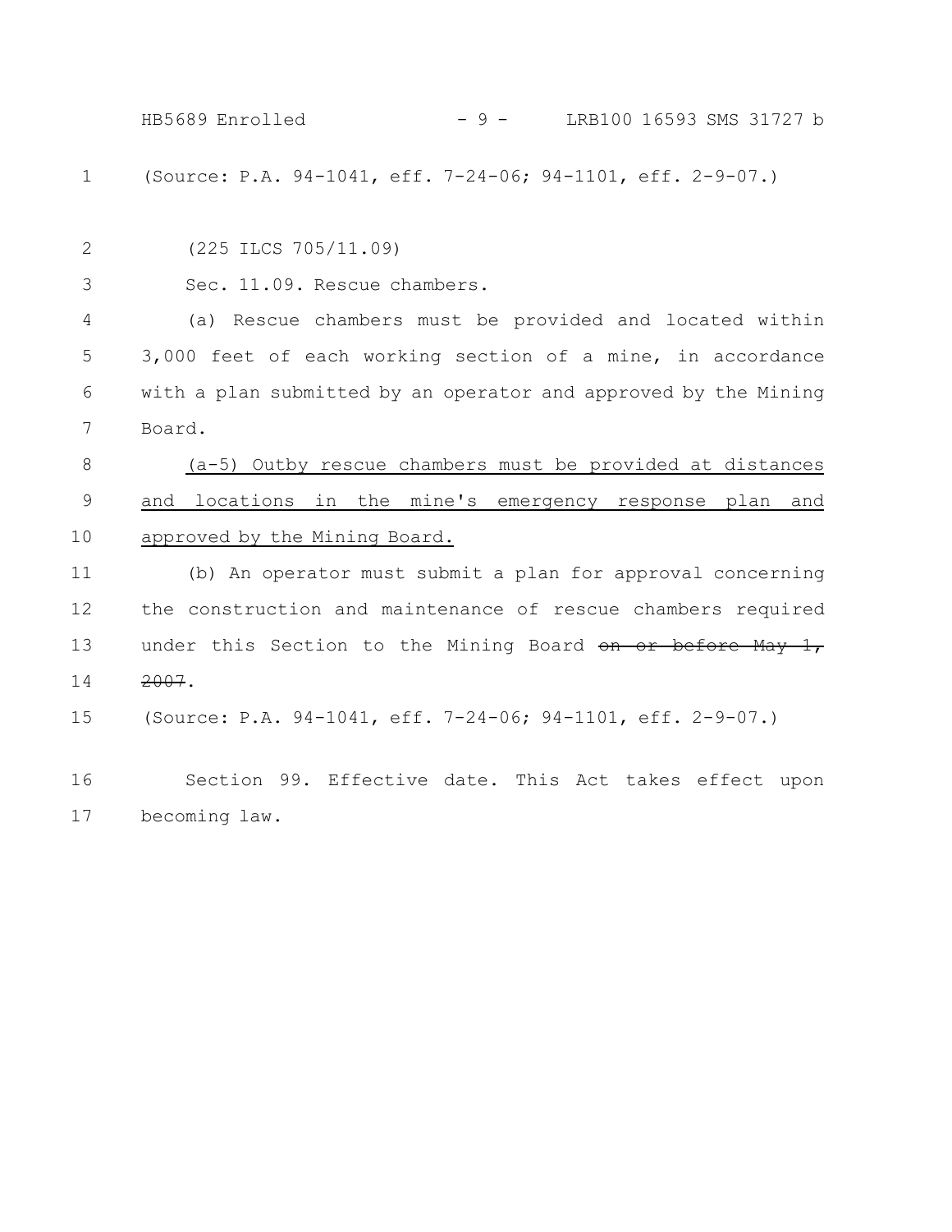(Source: P.A. 94-1041, eff. 7-24-06; 94-1101, eff. 2-9-07.)

(225 ILCS 705/11.09)

Sec. 11.09. Rescue chambers.

(a) Rescue chambers must be provided and located within 3,000 feet of each working section of a mine, in accordance with a plan submitted by an operator and approved by the Mining Board.

<u>(a-5) Outby rescue chambers must be provided at distances and locations in the mine's emergency response plan and approved by the Mining Board.</u>

(b) An operator must submit a plan for approval concerning the construction and maintenance of rescue chambers required under this Section to the Mining Board ~~on or before May 1, 2007~~.

(Source: P.A. 94-1041, eff. 7-24-06; 94-1101, eff. 2-9-07.)

Section 99. Effective date. This Act takes effect upon becoming law.